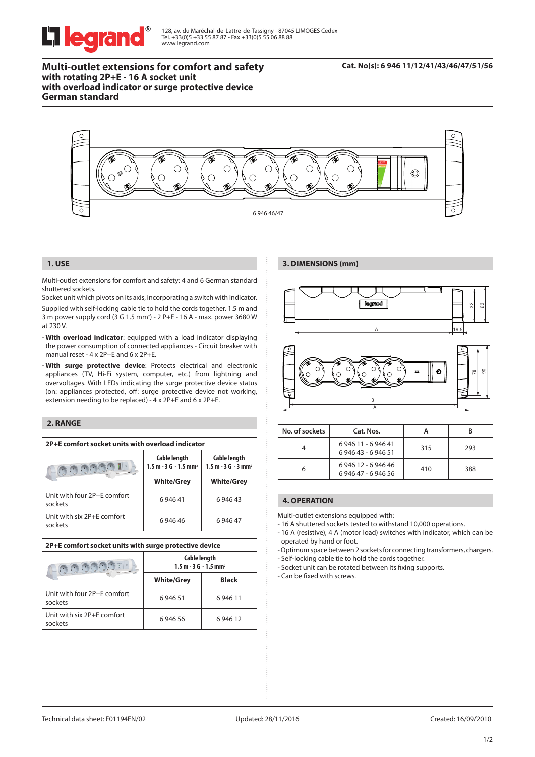legrand®

128, av. du Maréchal-de-Lattre-de-Tassigny - 87045 LIMOGES Cedex
Tel. +33(0)5 +33 55 87 87 - Fax +33(0)5 55 06 88 88
www.legrand.com

# Multi-outlet extensions for comfort and safety
### with rotating 2P+E - 16 A socket unit
### with overload indicator or surge protective device
### German standard

**Cat. No(s): 6 946 11/12/41/43/46/47/51/56**

6 946 46/47

## 1. USE

Multi-outlet extensions for comfort and safety: 4 and 6 German standard shuttered sockets.
Socket unit which pivots on its axis, incorporating a switch with indicator.
Supplied with self-locking cable tie to hold the cords together. 1.5 m and 3 m power supply cord (3 G 1.5 mm²) - 2 P+E - 16 A - max. power 3680 W at 230 V.

- **With overload indicator**: equipped with a load indicator displaying the power consumption of connected appliances - Circuit breaker with manual reset - 4 x 2P+E and 6 x 2P+E.
- **With surge protective device**: Protects electrical and electronic appliances (TV, Hi-Fi system, computer, etc.) from lightning and overvoltages. With LEDs indicating the surge protective device status (on: appliances protected, off: surge protective device not working, extension needing to be replaced) - 4 x 2P+E and 6 x 2P+E.

## 2. RANGE

**2P+E comfort socket units with overload indicator**

| | Cable length 1.5 m - 3 G - 1.5 mm² | Cable length 1.5 m - 3 G - 3 mm² |
|---|---|---|
| | **White/Grey** | **White/Grey** |
| Unit with four 2P+E comfort sockets | 6 946 41 | 6 946 43 |
| Unit with six 2P+E comfort sockets | 6 946 46 | 6 946 47 |

**2P+E comfort socket units with surge protective device**

| | Cable length 1.5 m - 3 G - 1.5 mm² | |
|---|---|---|
| | **White/Grey** | **Black** |
| Unit with four 2P+E comfort sockets | 6 946 51 | 6 946 11 |
| Unit with six 2P+E comfort sockets | 6 946 56 | 6 946 12 |

## 3. DIMENSIONS (mm)

| No. of sockets | Cat. Nos. | A | B |
|---|---|---|---|
| 4 | 6 946 11 - 6 946 41<br>6 946 43 - 6 946 51 | 315 | 293 |
| 6 | 6 946 12 - 6 946 46<br>6 946 47 - 6 946 56 | 410 | 388 |

## 4. OPERATION

Multi-outlet extensions equipped with:
- 16 A shuttered sockets tested to withstand 10,000 operations.
- 16 A (resistive), 4 A (motor load) switches with indicator, which can be operated by hand or foot.
- Optimum space between 2 sockets for connecting transformers, chargers.
- Self-locking cable tie to hold the cords together.
- Socket unit can be rotated between its fixing supports.
- Can be fixed with screws.

Technical data sheet: F01194EN/02 | Updated: 28/11/2016 | Created: 16/09/2010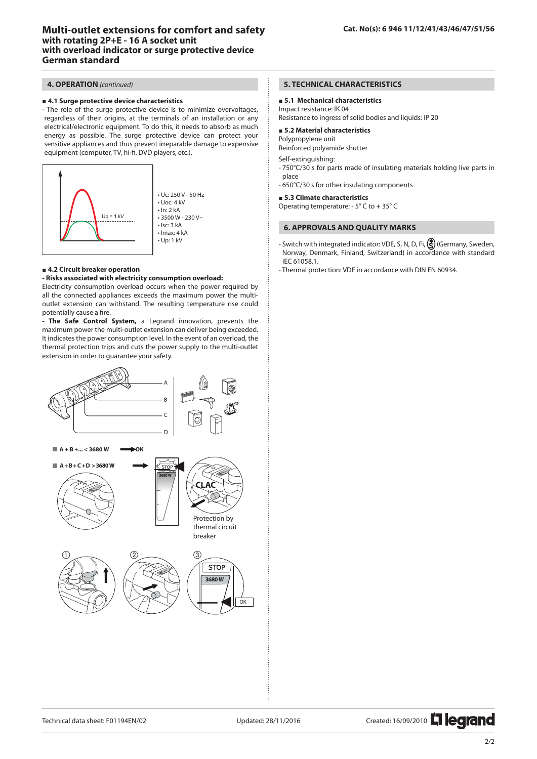# Multi-outlet extensions for comfort and safety with rotating 2P+E - 16 A socket unit with overload indicator or surge protective device German standard

**Cat. No(s): 6 946 11/12/41/43/46/47/51/56**

## 4. OPERATION *(continued)*

### ■ 4.1 Surge protective device characteristics

- The role of the surge protective device is to minimize overvoltages, regardless of their origins, at the terminals of an installation or any electrical/electronic equipment. To do this, it needs to absorb as much energy as possible. The surge protective device can protect your sensitive appliances and thus prevent irreparable damage to expensive equipment (computer, TV, hi-fi, DVD players, etc.).

Up = 1 kV

- Uc: 250 V - 50 Hz
- Uoc: 4 kV
- In: 2 kA
- 3500 W - 230 V~
- Isc: 3 kA
- Imax: 4 kA
- Up: 1 kV

### ■ 4.2 Circuit breaker operation

**- Risks associated with electricity consumption overload:**

Electricity consumption overload occurs when the power required by all the connected appliances exceeds the maximum power the multi-outlet extension can withstand. The resulting temperature rise could potentially cause a fire.

**- The Safe Control System,** a Legrand innovation, prevents the maximum power the multi-outlet extension can deliver being exceeded. It indicates the power consumption level. In the event of an overload, the thermal protection trips and cuts the power supply to the multi-outlet extension in order to guarantee your safety.

A
B
C
D

**A + B +... < 3680 W** → **OK**

**A + B + C + D > 3680 W** →

STOP
3680 W

CLAC

Protection by thermal circuit breaker

① ② ③

STOP
3680 W
OK

## 5. TECHNICAL CHARACTERISTICS

### ■ 5.1 Mechanical characteristics

Impact resistance: IK 04
Resistance to ingress of solid bodies and liquids: IP 20

### ■ 5.2 Material characteristics

Polypropylene unit
Reinforced polyamide shutter

Self-extinguishing:
- 750°C/30 s for parts made of insulating materials holding live parts in place
- 650°C/30 s for other insulating components

### ■ 5.3 Climate characteristics

Operating temperature: - 5° C to + 35° C

## 6. APPROVALS AND QUALITY MARKS

- Switch with integrated indicator: VDE, S, N, D, Fi, (Germany, Sweden, Norway, Denmark, Finland, Switzerland) in accordance with standard IEC 61058.1.
- Thermal protection: VDE in accordance with DIN EN 60934.

Technical data sheet: F01194EN/02 Updated: 28/11/2016 Created: 16/09/2010